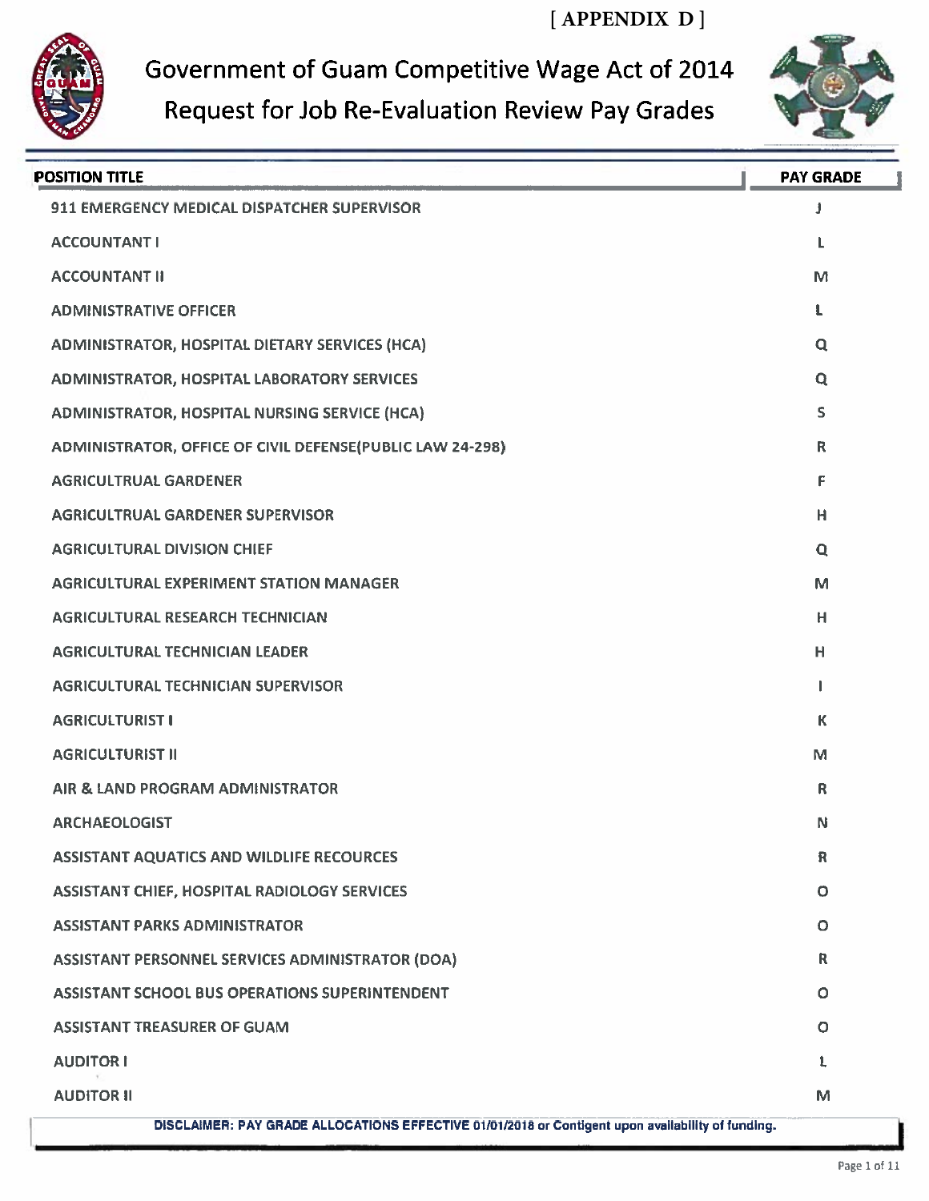[ APPENDIX D ]

# Government of Guam Competitive Wage Act of 2014
## Request for Job Re-Evaluation Review Pay Grades

| POSITION TITLE | PAY GRADE |
|---|---|
| 911 EMERGENCY MEDICAL DISPATCHER SUPERVISOR | J |
| ACCOUNTANT I | L |
| ACCOUNTANT II | M |
| ADMINISTRATIVE OFFICER | L |
| ADMINISTRATOR, HOSPITAL DIETARY SERVICES (HCA) | Q |
| ADMINISTRATOR, HOSPITAL LABORATORY SERVICES | Q |
| ADMINISTRATOR, HOSPITAL NURSING SERVICE (HCA) | S |
| ADMINISTRATOR, OFFICE OF CIVIL DEFENSE(PUBLIC LAW 24-298) | R |
| AGRICULTRUAL GARDENER | F |
| AGRICULTRUAL GARDENER SUPERVISOR | H |
| AGRICULTURAL DIVISION CHIEF | Q |
| AGRICULTURAL EXPERIMENT STATION MANAGER | M |
| AGRICULTURAL RESEARCH TECHNICIAN | H |
| AGRICULTURAL TECHNICIAN LEADER | H |
| AGRICULTURAL TECHNICIAN SUPERVISOR | I |
| AGRICULTURIST I | K |
| AGRICULTURIST II | M |
| AIR & LAND PROGRAM ADMINISTRATOR | R |
| ARCHAEOLOGIST | N |
| ASSISTANT AQUATICS AND WILDLIFE RECOURCES | R |
| ASSISTANT CHIEF, HOSPITAL RADIOLOGY SERVICES | O |
| ASSISTANT PARKS ADMINISTRATOR | O |
| ASSISTANT PERSONNEL SERVICES ADMINISTRATOR (DOA) | R |
| ASSISTANT SCHOOL BUS OPERATIONS SUPERINTENDENT | O |
| ASSISTANT TREASURER OF GUAM | O |
| AUDITOR I | L |
| AUDITOR II | M |

**DISCLAIMER: PAY GRADE ALLOCATIONS EFFECTIVE 01/01/2018 or Contigent upon availability of funding.**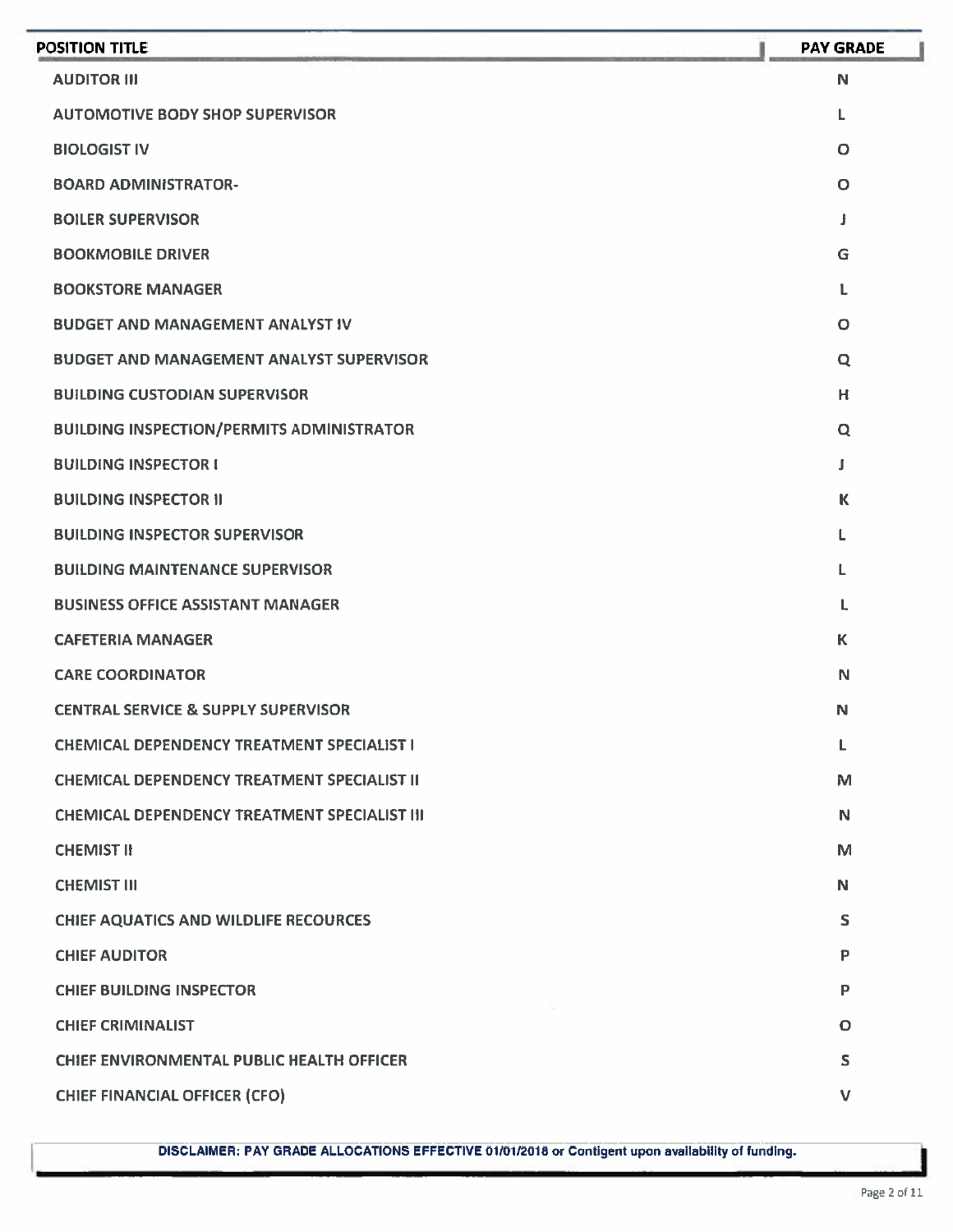| POSITION TITLE | PAY GRADE |
|---|---|
| AUDITOR III | N |
| AUTOMOTIVE BODY SHOP SUPERVISOR | L |
| BIOLOGIST IV | O |
| BOARD ADMINISTRATOR- | O |
| BOILER SUPERVISOR | J |
| BOOKMOBILE DRIVER | G |
| BOOKSTORE MANAGER | L |
| BUDGET AND MANAGEMENT ANALYST IV | O |
| BUDGET AND MANAGEMENT ANALYST SUPERVISOR | Q |
| BUILDING CUSTODIAN SUPERVISOR | H |
| BUILDING INSPECTION/PERMITS ADMINISTRATOR | Q |
| BUILDING INSPECTOR I | J |
| BUILDING INSPECTOR II | K |
| BUILDING INSPECTOR SUPERVISOR | L |
| BUILDING MAINTENANCE SUPERVISOR | L |
| BUSINESS OFFICE ASSISTANT MANAGER | L |
| CAFETERIA MANAGER | K |
| CARE COORDINATOR | N |
| CENTRAL SERVICE & SUPPLY SUPERVISOR | N |
| CHEMICAL DEPENDENCY TREATMENT SPECIALIST I | L |
| CHEMICAL DEPENDENCY TREATMENT SPECIALIST II | M |
| CHEMICAL DEPENDENCY TREATMENT SPECIALIST III | N |
| CHEMIST II | M |
| CHEMIST III | N |
| CHIEF AQUATICS AND WILDLIFE RECOURCES | S |
| CHIEF AUDITOR | P |
| CHIEF BUILDING INSPECTOR | P |
| CHIEF CRIMINALIST | O |
| CHIEF ENVIRONMENTAL PUBLIC HEALTH OFFICER | S |
| CHIEF FINANCIAL OFFICER (CFO) | V |

**DISCLAIMER: PAY GRADE ALLOCATIONS EFFECTIVE 01/01/2018 or Contigent upon availability of funding.**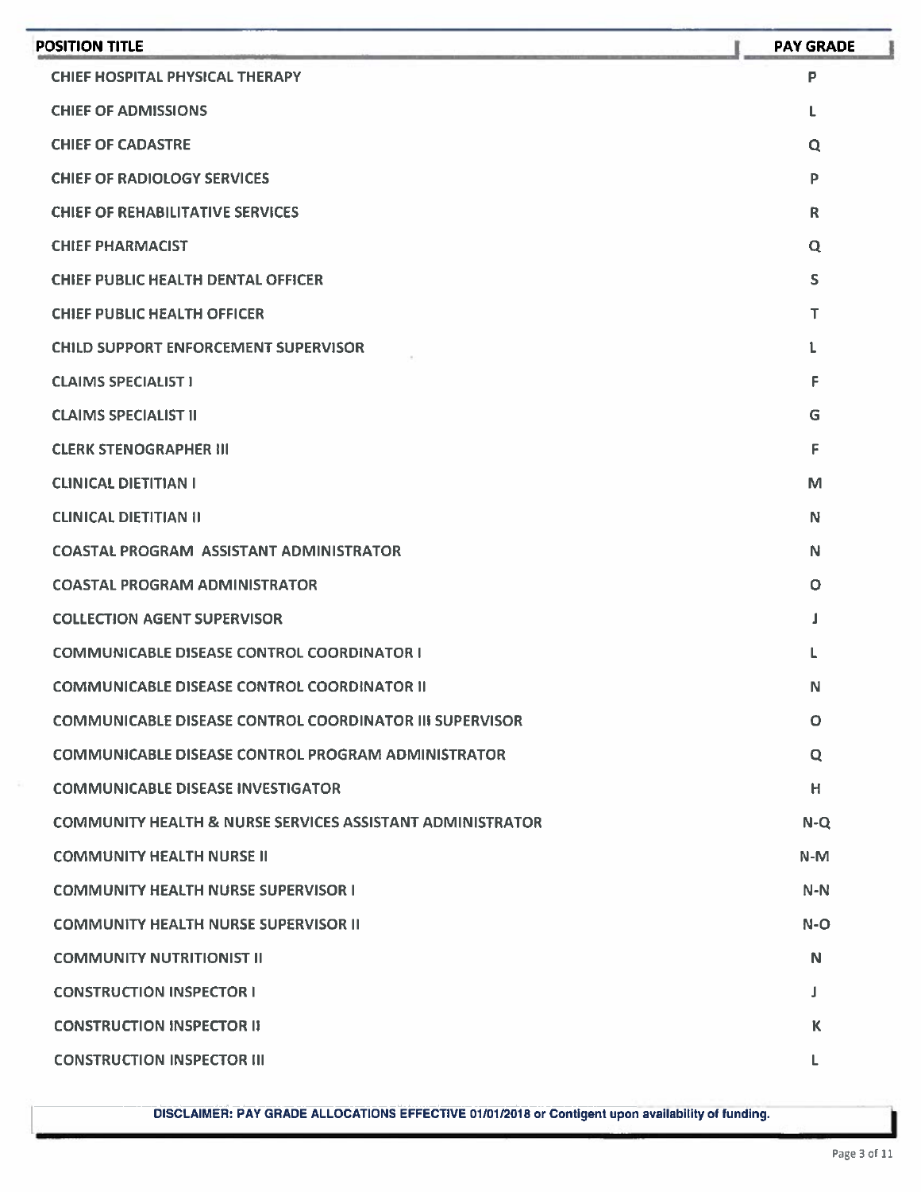| POSITION TITLE | PAY GRADE |
|---|---|
| CHIEF HOSPITAL PHYSICAL THERAPY | P |
| CHIEF OF ADMISSIONS | L |
| CHIEF OF CADASTRE | Q |
| CHIEF OF RADIOLOGY SERVICES | P |
| CHIEF OF REHABILITATIVE SERVICES | R |
| CHIEF PHARMACIST | Q |
| CHIEF PUBLIC HEALTH DENTAL OFFICER | S |
| CHIEF PUBLIC HEALTH OFFICER | T |
| CHILD SUPPORT ENFORCEMENT SUPERVISOR | L |
| CLAIMS SPECIALIST I | F |
| CLAIMS SPECIALIST II | G |
| CLERK STENOGRAPHER III | F |
| CLINICAL DIETITIAN I | M |
| CLINICAL DIETITIAN II | N |
| COASTAL PROGRAM ASSISTANT ADMINISTRATOR | N |
| COASTAL PROGRAM ADMINISTRATOR | O |
| COLLECTION AGENT SUPERVISOR | J |
| COMMUNICABLE DISEASE CONTROL COORDINATOR I | L |
| COMMUNICABLE DISEASE CONTROL COORDINATOR II | N |
| COMMUNICABLE DISEASE CONTROL COORDINATOR III SUPERVISOR | O |
| COMMUNICABLE DISEASE CONTROL PROGRAM ADMINISTRATOR | Q |
| COMMUNICABLE DISEASE INVESTIGATOR | H |
| COMMUNITY HEALTH & NURSE SERVICES ASSISTANT ADMINISTRATOR | N-Q |
| COMMUNITY HEALTH NURSE II | N-M |
| COMMUNITY HEALTH NURSE SUPERVISOR I | N-N |
| COMMUNITY HEALTH NURSE SUPERVISOR II | N-O |
| COMMUNITY NUTRITIONIST II | N |
| CONSTRUCTION INSPECTOR I | J |
| CONSTRUCTION INSPECTOR II | K |
| CONSTRUCTION INSPECTOR III | L |

**DISCLAIMER: PAY GRADE ALLOCATIONS EFFECTIVE 01/01/2018 or Contigent upon availability of funding.**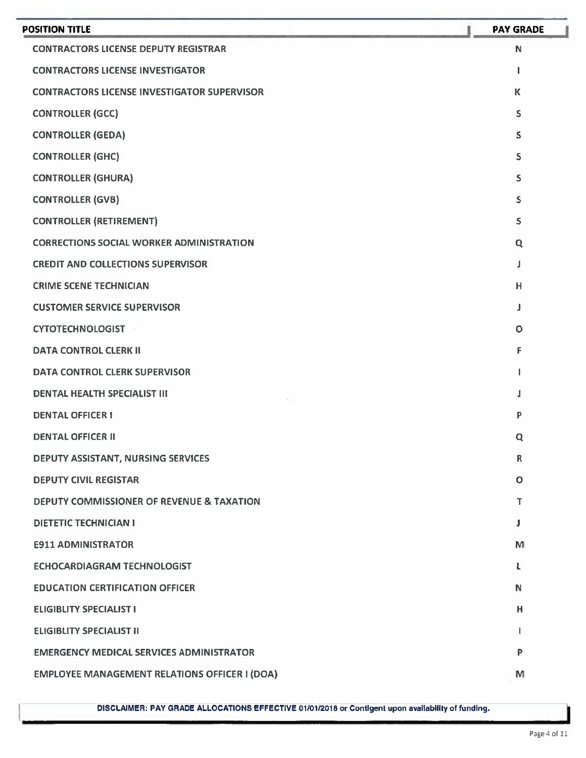| POSITION TITLE | PAY GRADE |
|---|---|
| CONTRACTORS LICENSE DEPUTY REGISTRAR | N |
| CONTRACTORS LICENSE INVESTIGATOR | I |
| CONTRACTORS LICENSE INVESTIGATOR SUPERVISOR | K |
| CONTROLLER (GCC) | S |
| CONTROLLER (GEDA) | S |
| CONTROLLER (GHC) | S |
| CONTROLLER (GHURA) | S |
| CONTROLLER (GVB) | S |
| CONTROLLER (RETIREMENT) | S |
| CORRECTIONS SOCIAL WORKER ADMINISTRATION | Q |
| CREDIT AND COLLECTIONS SUPERVISOR | J |
| CRIME SCENE TECHNICIAN | H |
| CUSTOMER SERVICE SUPERVISOR | J |
| CYTOTECHNOLOGIST | O |
| DATA CONTROL CLERK II | F |
| DATA CONTROL CLERK SUPERVISOR | I |
| DENTAL HEALTH SPECIALIST III | J |
| DENTAL OFFICER I | P |
| DENTAL OFFICER II | Q |
| DEPUTY ASSISTANT, NURSING SERVICES | R |
| DEPUTY CIVIL REGISTAR | O |
| DEPUTY COMMISSIONER OF REVENUE & TAXATION | T |
| DIETETIC TECHNICIAN I | J |
| E911 ADMINISTRATOR | M |
| ECHOCARDIAGRAM TECHNOLOGIST | L |
| EDUCATION CERTIFICATION OFFICER | N |
| ELIGIBLITY SPECIALIST I | H |
| ELIGIBLITY SPECIALIST II | I |
| EMERGENCY MEDICAL SERVICES ADMINISTRATOR | P |
| EMPLOYEE MANAGEMENT RELATIONS OFFICER I (DOA) | M |

**DISCLAIMER: PAY GRADE ALLOCATIONS EFFECTIVE 01/01/2018 or Contigent upon availability of funding.**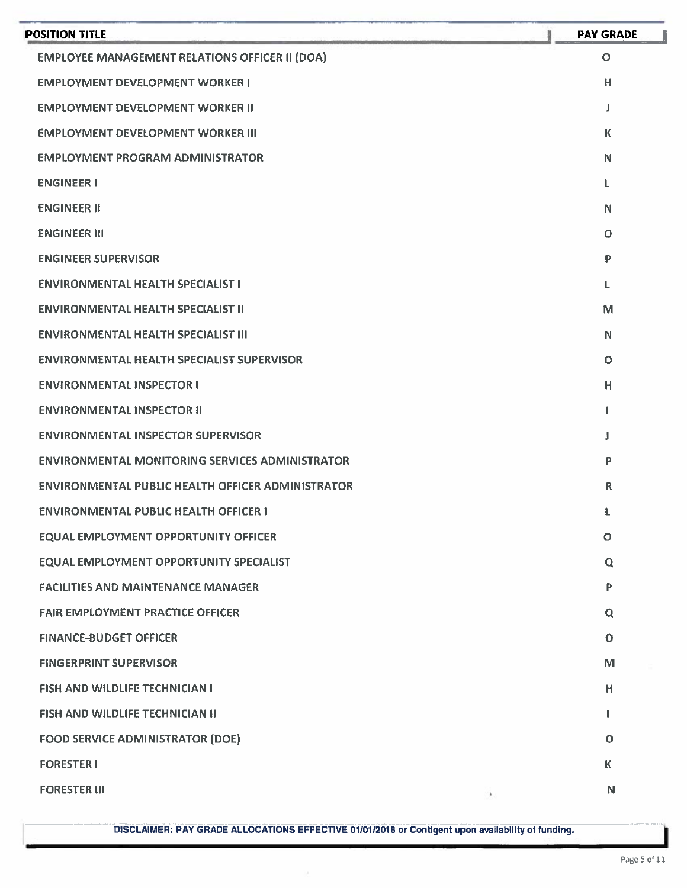| POSITION TITLE | PAY GRADE |
|---|---|
| EMPLOYEE MANAGEMENT RELATIONS OFFICER II (DOA) | O |
| EMPLOYMENT DEVELOPMENT WORKER I | H |
| EMPLOYMENT DEVELOPMENT WORKER II | J |
| EMPLOYMENT DEVELOPMENT WORKER III | K |
| EMPLOYMENT PROGRAM ADMINISTRATOR | N |
| ENGINEER I | L |
| ENGINEER II | N |
| ENGINEER III | O |
| ENGINEER SUPERVISOR | P |
| ENVIRONMENTAL HEALTH SPECIALIST I | L |
| ENVIRONMENTAL HEALTH SPECIALIST II | M |
| ENVIRONMENTAL HEALTH SPECIALIST III | N |
| ENVIRONMENTAL HEALTH SPECIALIST SUPERVISOR | O |
| ENVIRONMENTAL INSPECTOR I | H |
| ENVIRONMENTAL INSPECTOR II | I |
| ENVIRONMENTAL INSPECTOR SUPERVISOR | J |
| ENVIRONMENTAL MONITORING SERVICES ADMINISTRATOR | P |
| ENVIRONMENTAL PUBLIC HEALTH OFFICER ADMINISTRATOR | R |
| ENVIRONMENTAL PUBLIC HEALTH OFFICER I | L |
| EQUAL EMPLOYMENT OPPORTUNITY OFFICER | O |
| EQUAL EMPLOYMENT OPPORTUNITY SPECIALIST | Q |
| FACILITIES AND MAINTENANCE MANAGER | P |
| FAIR EMPLOYMENT PRACTICE OFFICER | Q |
| FINANCE-BUDGET OFFICER | O |
| FINGERPRINT SUPERVISOR | M |
| FISH AND WILDLIFE TECHNICIAN I | H |
| FISH AND WILDLIFE TECHNICIAN II | I |
| FOOD SERVICE ADMINISTRATOR (DOE) | O |
| FORESTER I | K |
| FORESTER III | N |

**DISCLAIMER: PAY GRADE ALLOCATIONS EFFECTIVE 01/01/2018 or Contigent upon availability of funding.**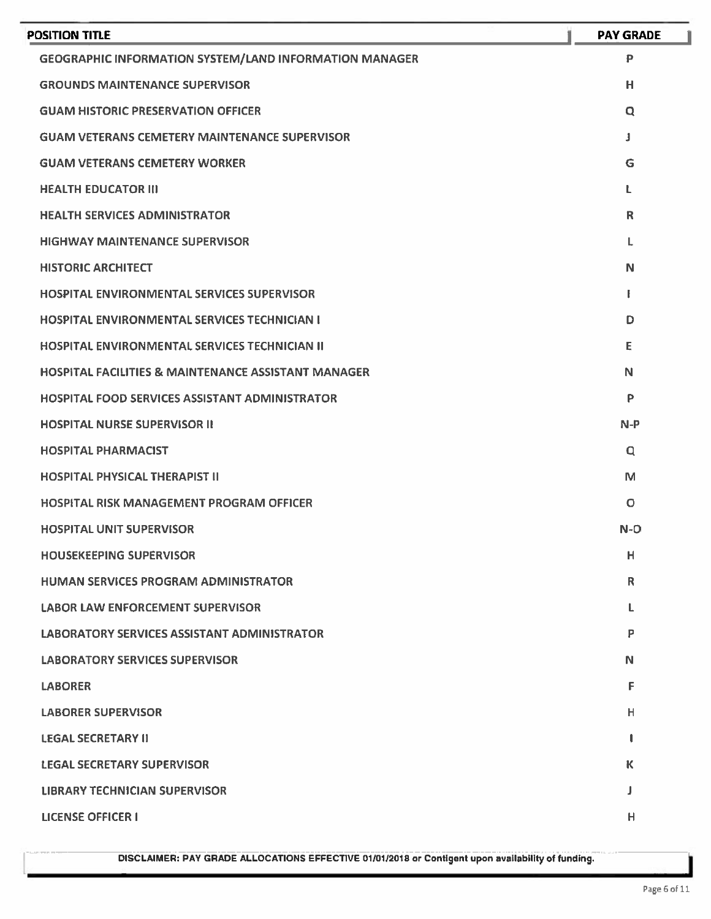| POSITION TITLE | PAY GRADE |
|---|---|
| GEOGRAPHIC INFORMATION SYSTEM/LAND INFORMATION MANAGER | P |
| GROUNDS MAINTENANCE SUPERVISOR | H |
| GUAM HISTORIC PRESERVATION OFFICER | Q |
| GUAM VETERANS CEMETERY MAINTENANCE SUPERVISOR | J |
| GUAM VETERANS CEMETERY WORKER | G |
| HEALTH EDUCATOR III | L |
| HEALTH SERVICES ADMINISTRATOR | R |
| HIGHWAY MAINTENANCE SUPERVISOR | L |
| HISTORIC ARCHITECT | N |
| HOSPITAL ENVIRONMENTAL SERVICES SUPERVISOR | I |
| HOSPITAL ENVIRONMENTAL SERVICES TECHNICIAN I | D |
| HOSPITAL ENVIRONMENTAL SERVICES TECHNICIAN II | E |
| HOSPITAL FACILITIES & MAINTENANCE ASSISTANT MANAGER | N |
| HOSPITAL FOOD SERVICES ASSISTANT ADMINISTRATOR | P |
| HOSPITAL NURSE SUPERVISOR II | N-P |
| HOSPITAL PHARMACIST | Q |
| HOSPITAL PHYSICAL THERAPIST II | M |
| HOSPITAL RISK MANAGEMENT PROGRAM OFFICER | O |
| HOSPITAL UNIT SUPERVISOR | N-O |
| HOUSEKEEPING SUPERVISOR | H |
| HUMAN SERVICES PROGRAM ADMINISTRATOR | R |
| LABOR LAW ENFORCEMENT SUPERVISOR | L |
| LABORATORY SERVICES ASSISTANT ADMINISTRATOR | P |
| LABORATORY SERVICES SUPERVISOR | N |
| LABORER | F |
| LABORER SUPERVISOR | H |
| LEGAL SECRETARY II | I |
| LEGAL SECRETARY SUPERVISOR | K |
| LIBRARY TECHNICIAN SUPERVISOR | J |
| LICENSE OFFICER I | H |

DISCLAIMER: PAY GRADE ALLOCATIONS EFFECTIVE 01/01/2018 or Contigent upon availability of funding.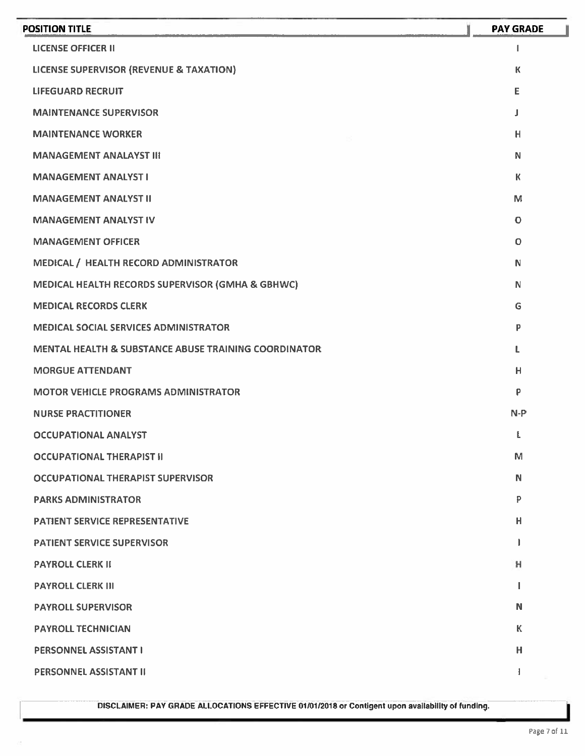| POSITION TITLE | PAY GRADE |
|---|---|
| LICENSE OFFICER II | I |
| LICENSE SUPERVISOR (REVENUE & TAXATION) | K |
| LIFEGUARD RECRUIT | E |
| MAINTENANCE SUPERVISOR | J |
| MAINTENANCE WORKER | H |
| MANAGEMENT ANALAYST III | N |
| MANAGEMENT ANALYST I | K |
| MANAGEMENT ANALYST II | M |
| MANAGEMENT ANALYST IV | O |
| MANAGEMENT OFFICER | O |
| MEDICAL / HEALTH RECORD ADMINISTRATOR | N |
| MEDICAL HEALTH RECORDS SUPERVISOR (GMHA & GBHWC) | N |
| MEDICAL RECORDS CLERK | G |
| MEDICAL SOCIAL SERVICES ADMINISTRATOR | P |
| MENTAL HEALTH & SUBSTANCE ABUSE TRAINING COORDINATOR | L |
| MORGUE ATTENDANT | H |
| MOTOR VEHICLE PROGRAMS ADMINISTRATOR | P |
| NURSE PRACTITIONER | N-P |
| OCCUPATIONAL ANALYST | L |
| OCCUPATIONAL THERAPIST II | M |
| OCCUPATIONAL THERAPIST SUPERVISOR | N |
| PARKS ADMINISTRATOR | P |
| PATIENT SERVICE REPRESENTATIVE | H |
| PATIENT SERVICE SUPERVISOR | I |
| PAYROLL CLERK II | H |
| PAYROLL CLERK III | I |
| PAYROLL SUPERVISOR | N |
| PAYROLL TECHNICIAN | K |
| PERSONNEL ASSISTANT I | H |
| PERSONNEL ASSISTANT II | I |

DISCLAIMER: PAY GRADE ALLOCATIONS EFFECTIVE 01/01/2018 or Contigent upon availability of funding.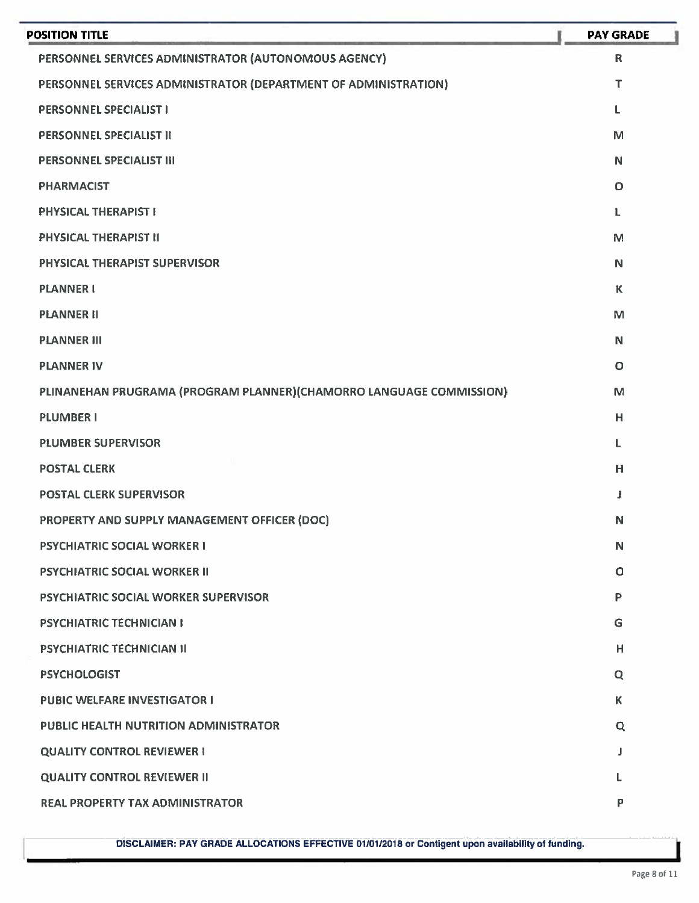| POSITION TITLE | PAY GRADE |
| --- | --- |
| PERSONNEL SERVICES ADMINISTRATOR (AUTONOMOUS AGENCY) | R |
| PERSONNEL SERVICES ADMINISTRATOR (DEPARTMENT OF ADMINISTRATION) | T |
| PERSONNEL SPECIALIST I | L |
| PERSONNEL SPECIALIST II | M |
| PERSONNEL SPECIALIST III | N |
| PHARMACIST | O |
| PHYSICAL THERAPIST I | L |
| PHYSICAL THERAPIST II | M |
| PHYSICAL THERAPIST SUPERVISOR | N |
| PLANNER I | K |
| PLANNER II | M |
| PLANNER III | N |
| PLANNER IV | O |
| PLINANEHAN PRUGRAMA (PROGRAM PLANNER)(CHAMORRO LANGUAGE COMMISSION) | M |
| PLUMBER I | H |
| PLUMBER SUPERVISOR | L |
| POSTAL CLERK | H |
| POSTAL CLERK SUPERVISOR | J |
| PROPERTY AND SUPPLY MANAGEMENT OFFICER (DOC) | N |
| PSYCHIATRIC SOCIAL WORKER I | N |
| PSYCHIATRIC SOCIAL WORKER II | O |
| PSYCHIATRIC SOCIAL WORKER SUPERVISOR | P |
| PSYCHIATRIC TECHNICIAN I | G |
| PSYCHIATRIC TECHNICIAN II | H |
| PSYCHOLOGIST | Q |
| PUBIC WELFARE INVESTIGATOR I | K |
| PUBLIC HEALTH NUTRITION ADMINISTRATOR | Q |
| QUALITY CONTROL REVIEWER I | J |
| QUALITY CONTROL REVIEWER II | L |
| REAL PROPERTY TAX ADMINISTRATOR | P |

**DISCLAIMER: PAY GRADE ALLOCATIONS EFFECTIVE 01/01/2018 or Contigent upon availability of funding.**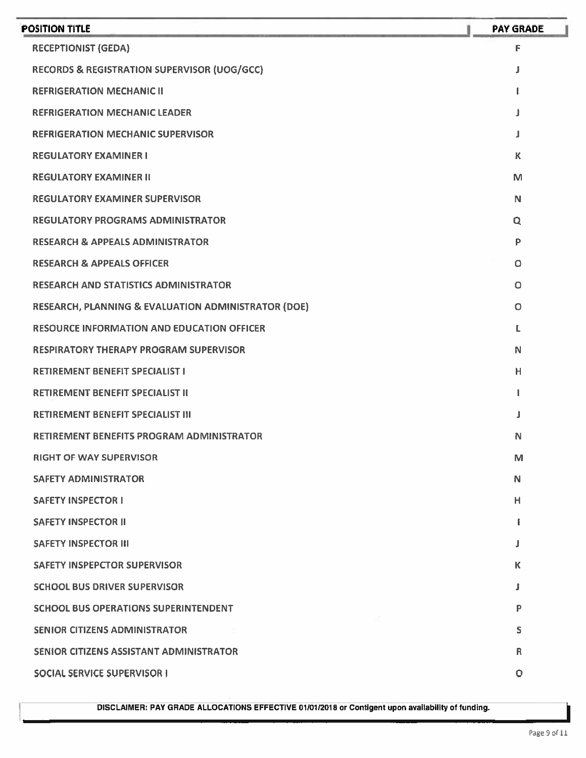| POSITION TITLE | PAY GRADE |
| --- | --- |
| RECEPTIONIST (GEDA) | F |
| RECORDS & REGISTRATION SUPERVISOR (UOG/GCC) | J |
| REFRIGERATION MECHANIC II | I |
| REFRIGERATION MECHANIC LEADER | J |
| REFRIGERATION MECHANIC SUPERVISOR | J |
| REGULATORY EXAMINER I | K |
| REGULATORY EXAMINER II | M |
| REGULATORY EXAMINER SUPERVISOR | N |
| REGULATORY PROGRAMS ADMINISTRATOR | Q |
| RESEARCH & APPEALS ADMINISTRATOR | P |
| RESEARCH & APPEALS OFFICER | O |
| RESEARCH AND STATISTICS ADMINISTRATOR | O |
| RESEARCH, PLANNING & EVALUATION ADMINISTRATOR (DOE) | O |
| RESOURCE INFORMATION AND EDUCATION OFFICER | L |
| RESPIRATORY THERAPY PROGRAM SUPERVISOR | N |
| RETIREMENT BENEFIT SPECIALIST I | H |
| RETIREMENT BENEFIT SPECIALIST II | I |
| RETIREMENT BENEFIT SPECIALIST III | J |
| RETIREMENT BENEFITS PROGRAM ADMINISTRATOR | N |
| RIGHT OF WAY SUPERVISOR | M |
| SAFETY ADMINISTRATOR | N |
| SAFETY INSPECTOR I | H |
| SAFETY INSPECTOR II | I |
| SAFETY INSPECTOR III | J |
| SAFETY INSPEPCTOR SUPERVISOR | K |
| SCHOOL BUS DRIVER SUPERVISOR | J |
| SCHOOL BUS OPERATIONS SUPERINTENDENT | P |
| SENIOR CITIZENS ADMINISTRATOR | S |
| SENIOR CITIZENS ASSISTANT ADMINISTRATOR | R |
| SOCIAL SERVICE SUPERVISOR I | O |

**DISCLAIMER: PAY GRADE ALLOCATIONS EFFECTIVE 01/01/2018 or Contigent upon availability of funding.**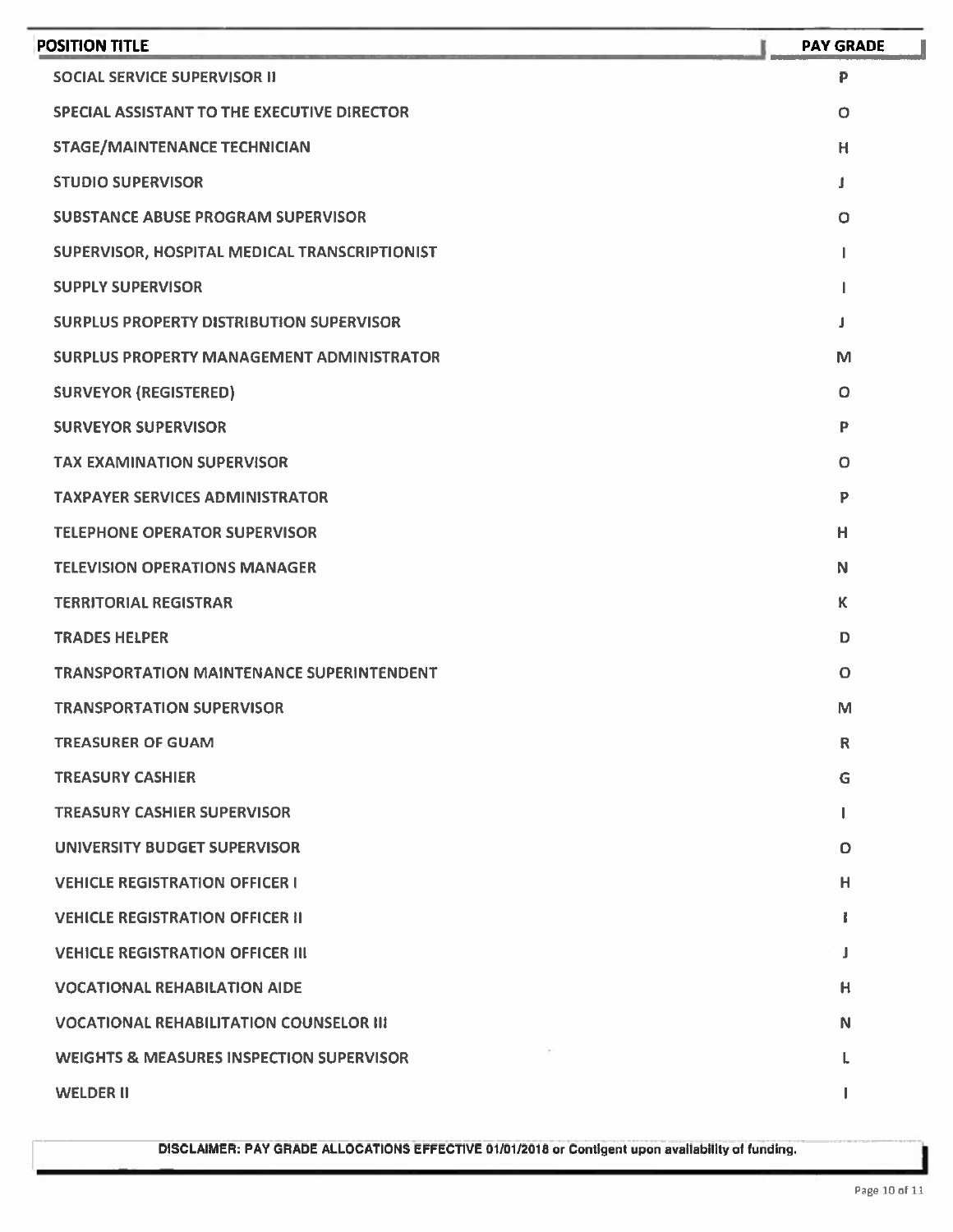| POSITION TITLE | PAY GRADE |
| --- | --- |
| SOCIAL SERVICE SUPERVISOR II | P |
| SPECIAL ASSISTANT TO THE EXECUTIVE DIRECTOR | O |
| STAGE/MAINTENANCE TECHNICIAN | H |
| STUDIO SUPERVISOR | J |
| SUBSTANCE ABUSE PROGRAM SUPERVISOR | O |
| SUPERVISOR, HOSPITAL MEDICAL TRANSCRIPTIONIST | I |
| SUPPLY SUPERVISOR | I |
| SURPLUS PROPERTY DISTRIBUTION SUPERVISOR | J |
| SURPLUS PROPERTY MANAGEMENT ADMINISTRATOR | M |
| SURVEYOR (REGISTERED) | O |
| SURVEYOR SUPERVISOR | P |
| TAX EXAMINATION SUPERVISOR | O |
| TAXPAYER SERVICES ADMINISTRATOR | P |
| TELEPHONE OPERATOR SUPERVISOR | H |
| TELEVISION OPERATIONS MANAGER | N |
| TERRITORIAL REGISTRAR | K |
| TRADES HELPER | D |
| TRANSPORTATION MAINTENANCE SUPERINTENDENT | O |
| TRANSPORTATION SUPERVISOR | M |
| TREASURER OF GUAM | R |
| TREASURY CASHIER | G |
| TREASURY CASHIER SUPERVISOR | I |
| UNIVERSITY BUDGET SUPERVISOR | O |
| VEHICLE REGISTRATION OFFICER I | H |
| VEHICLE REGISTRATION OFFICER II | I |
| VEHICLE REGISTRATION OFFICER III | J |
| VOCATIONAL REHABILATION AIDE | H |
| VOCATIONAL REHABILITATION COUNSELOR III | N |
| WEIGHTS & MEASURES INSPECTION SUPERVISOR | L |
| WELDER II | I |

**DISCLAIMER: PAY GRADE ALLOCATIONS EFFECTIVE 01/01/2018 or Contigent upon availability of funding.**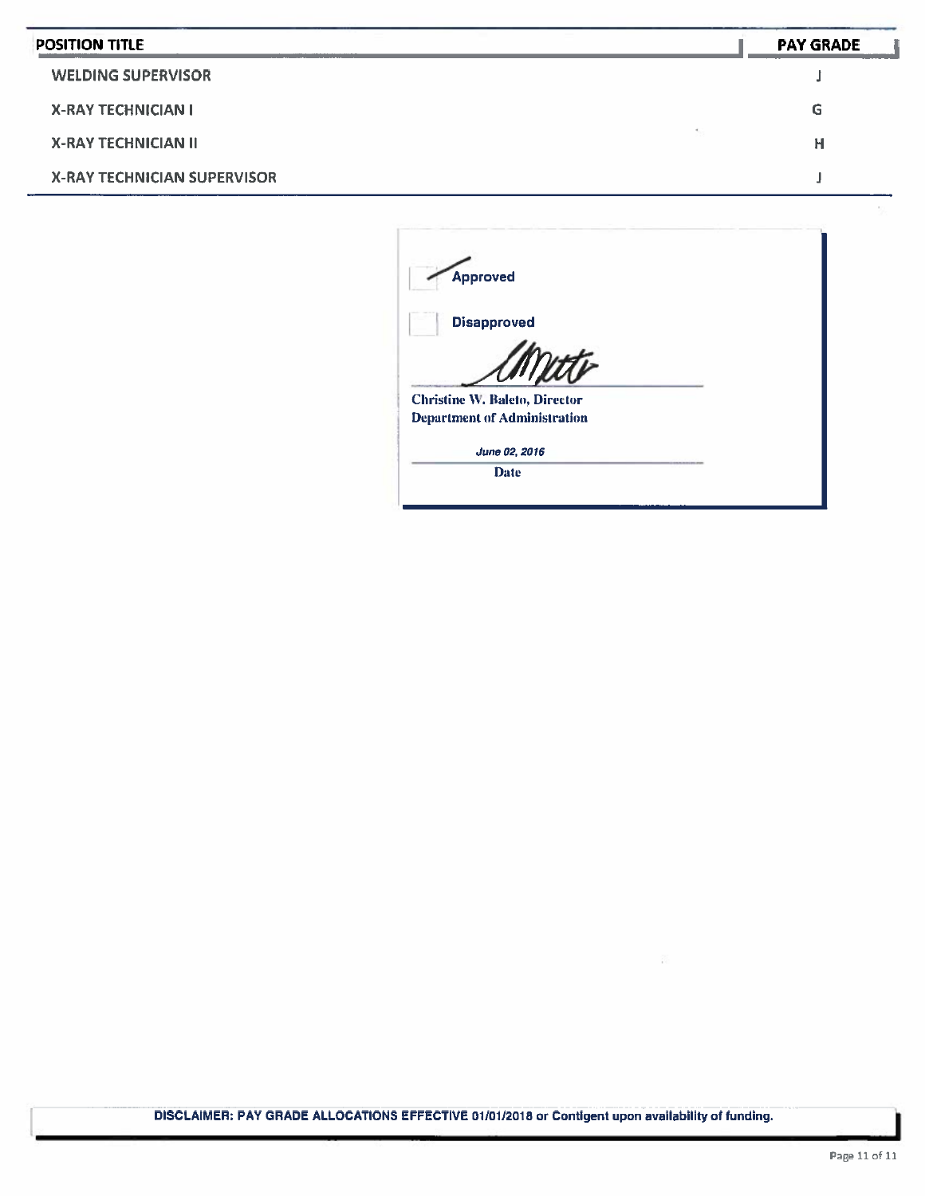| POSITION TITLE | PAY GRADE |
|---|---|
| WELDING SUPERVISOR | J |
| X-RAY TECHNICIAN I | G |
| X-RAY TECHNICIAN II | H |
| X-RAY TECHNICIAN SUPERVISOR | J |

☑ **Approved**

☐ **Disapproved**

Christine W. Baleto, Director
Department of Administration

*June 02, 2016*
Date

**DISCLAIMER: PAY GRADE ALLOCATIONS EFFECTIVE 01/01/2018 or Contigent upon availability of funding.**